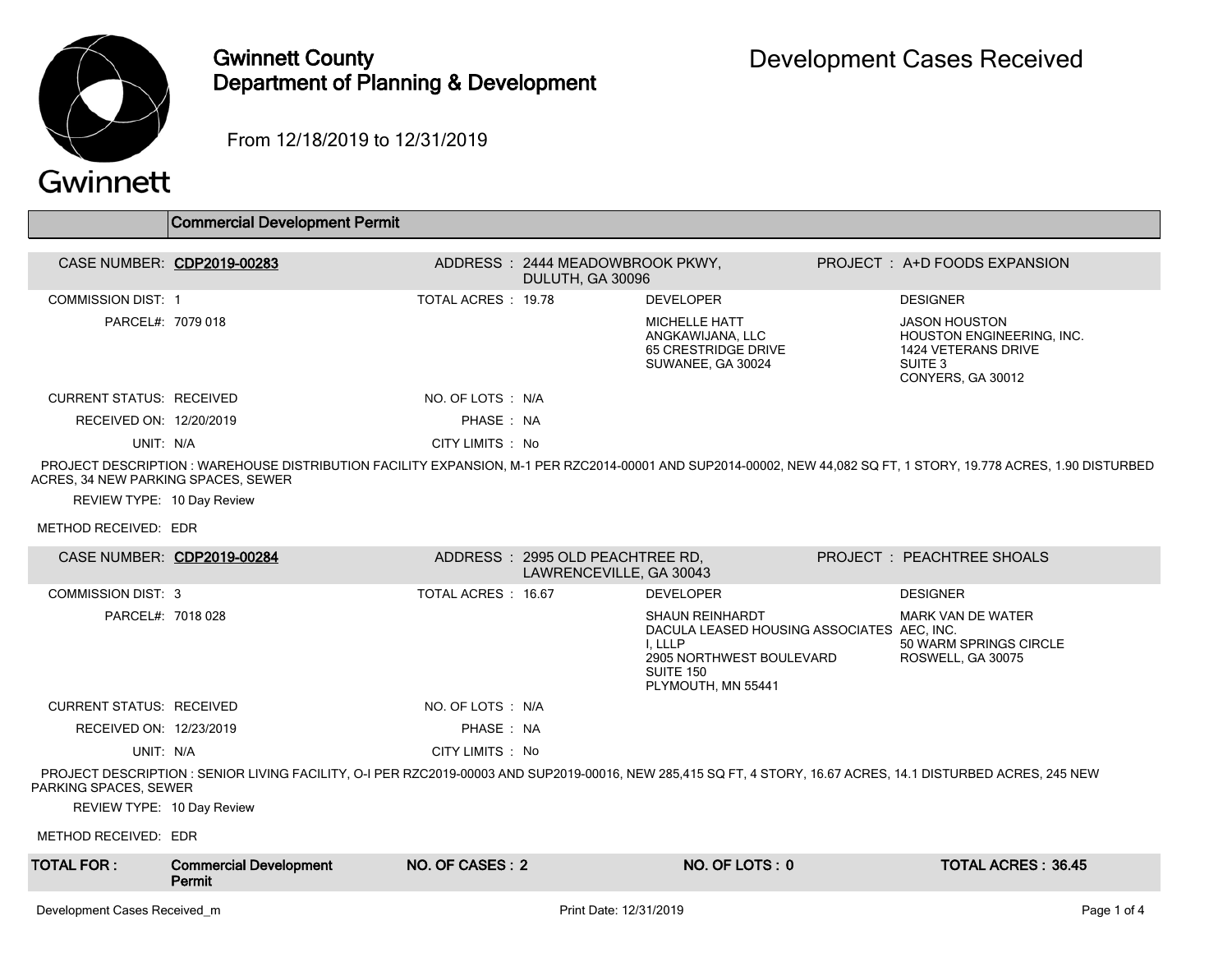# Gwinnett County Department of Planning & Development

## Development Cases Received

From 12/18/2019 to 12/31/2019

### Commercial Development Permit

**CASE NUMBER: CDP2019-00283**
ADDRESS : 2444 MEADOWBROOK PKWY, DULUTH, GA 30096
PROJECT : A+D FOODS EXPANSION

COMMISSION DIST: 1
TOTAL ACRES : 19.78
PARCEL#: 7079 018

DEVELOPER:
MICHELLE HATT
ANGKAWIJANA, LLC
65 CRESTRIDGE DRIVE
SUWANEE, GA 30024

DESIGNER:
JASON HOUSTON
HOUSTON ENGINEERING, INC.
1424 VETERANS DRIVE
SUITE 3
CONYERS, GA 30012

CURRENT STATUS: RECEIVED
NO. OF LOTS : N/A
RECEIVED ON: 12/20/2019
PHASE : NA
UNIT: N/A
CITY LIMITS : No

PROJECT DESCRIPTION : WAREHOUSE DISTRIBUTION FACILITY EXPANSION, M-1 PER RZC2014-00001 AND SUP2014-00002, NEW 44,082 SQ FT, 1 STORY, 19.778 ACRES, 1.90 DISTURBED ACRES, 34 NEW PARKING SPACES, SEWER

REVIEW TYPE: 10 Day Review

METHOD RECEIVED: EDR

**CASE NUMBER: CDP2019-00284**
ADDRESS : 2995 OLD PEACHTREE RD, LAWRENCEVILLE, GA 30043
PROJECT : PEACHTREE SHOALS

COMMISSION DIST: 3
TOTAL ACRES : 16.67
PARCEL#: 7018 028

DEVELOPER:
SHAUN REINHARDT
DACULA LEASED HOUSING ASSOCIATES I, LLLP
2905 NORTHWEST BOULEVARD
SUITE 150
PLYMOUTH, MN 55441

DESIGNER:
MARK VAN DE WATER
AEC, INC.
50 WARM SPRINGS CIRCLE
ROSWELL, GA 30075

CURRENT STATUS: RECEIVED
NO. OF LOTS : N/A
RECEIVED ON: 12/23/2019
PHASE : NA
UNIT: N/A
CITY LIMITS : No

PROJECT DESCRIPTION : SENIOR LIVING FACILITY, O-I PER RZC2019-00003 AND SUP2019-00016, NEW 285,415 SQ FT, 4 STORY, 16.67 ACRES, 14.1 DISTURBED ACRES, 245 NEW PARKING SPACES, SEWER

REVIEW TYPE: 10 Day Review

METHOD RECEIVED: EDR

| TOTAL FOR : | Commercial Development Permit | NO. OF CASES : 2 | NO. OF LOTS : 0 | TOTAL ACRES : 36.45 |
|---|---|---|---|---|

Development Cases Received_m — Print Date: 12/31/2019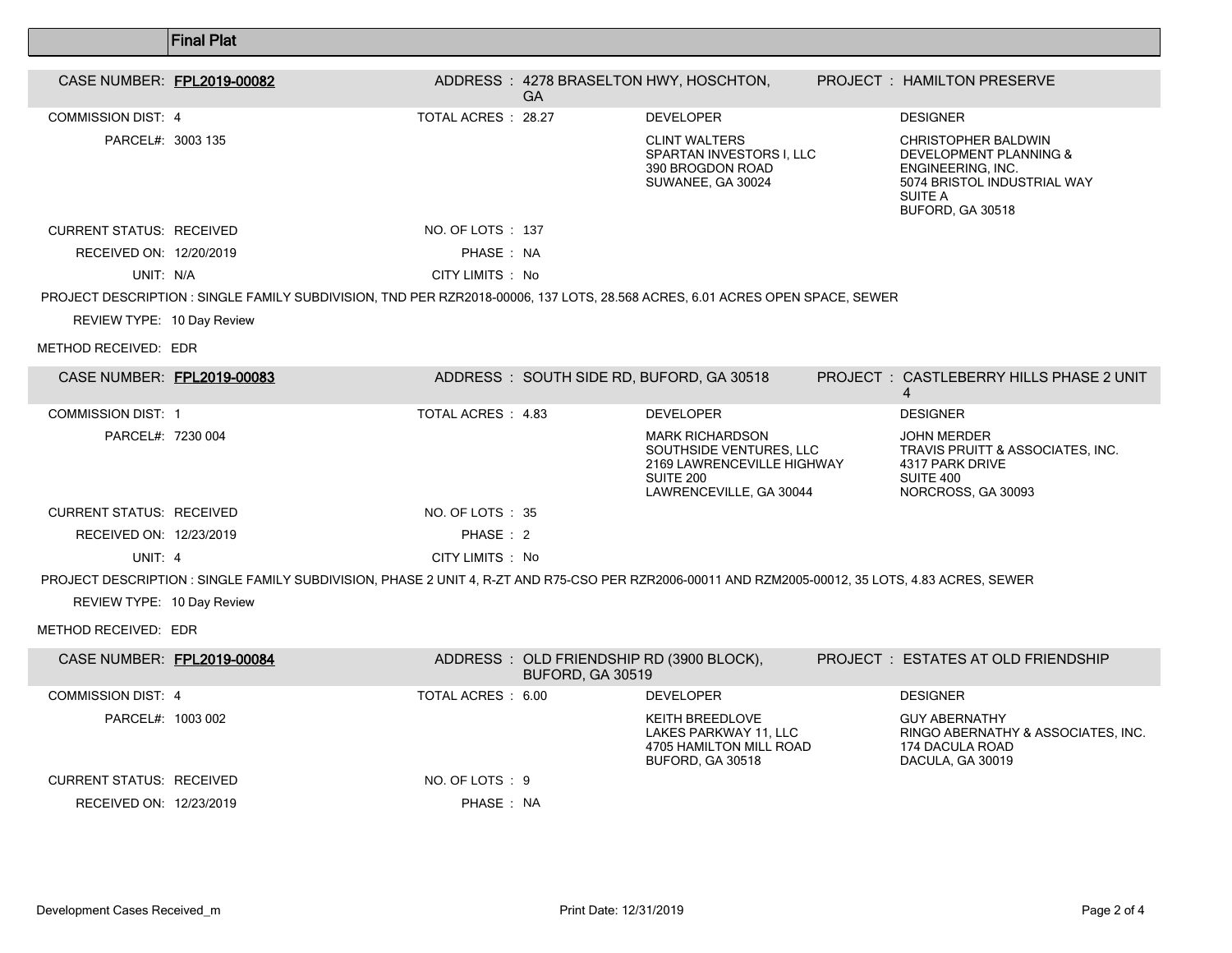## Final Plat

**CASE NUMBER:** FPL2019-00082
**ADDRESS:** 4278 BRASELTON HWY, HOSCHTON, GA
**PROJECT:** HAMILTON PRESERVE

COMMISSION DIST: 4
TOTAL ACRES: 28.27
PARCEL#: 3003 135

**DEVELOPER**
CLINT WALTERS
SPARTAN INVESTORS I, LLC
390 BROGDON ROAD
SUWANEE, GA 30024

**DESIGNER**
CHRISTOPHER BALDWIN
DEVELOPMENT PLANNING & ENGINEERING, INC.
5074 BRISTOL INDUSTRIAL WAY
SUITE A
BUFORD, GA 30518

CURRENT STATUS: RECEIVED
NO. OF LOTS: 137
RECEIVED ON: 12/20/2019
PHASE: NA
UNIT: N/A
CITY LIMITS: No

PROJECT DESCRIPTION : SINGLE FAMILY SUBDIVISION, TND PER RZR2018-00006, 137 LOTS, 28.568 ACRES, 6.01 ACRES OPEN SPACE, SEWER

REVIEW TYPE: 10 Day Review

METHOD RECEIVED: EDR

---

**CASE NUMBER:** FPL2019-00083
**ADDRESS:** SOUTH SIDE RD, BUFORD, GA 30518
**PROJECT:** CASTLEBERRY HILLS PHASE 2 UNIT 4

COMMISSION DIST: 1
TOTAL ACRES: 4.83
PARCEL#: 7230 004

**DEVELOPER**
MARK RICHARDSON
SOUTHSIDE VENTURES, LLC
2169 LAWRENCEVILLE HIGHWAY
SUITE 200
LAWRENCEVILLE, GA 30044

**DESIGNER**
JOHN MERDER
TRAVIS PRUITT & ASSOCIATES, INC.
4317 PARK DRIVE
SUITE 400
NORCROSS, GA 30093

CURRENT STATUS: RECEIVED
NO. OF LOTS: 35
RECEIVED ON: 12/23/2019
PHASE: 2
UNIT: 4
CITY LIMITS: No

PROJECT DESCRIPTION : SINGLE FAMILY SUBDIVISION, PHASE 2 UNIT 4, R-ZT AND R75-CSO PER RZR2006-00011 AND RZM2005-00012, 35 LOTS, 4.83 ACRES, SEWER

REVIEW TYPE: 10 Day Review

METHOD RECEIVED: EDR

---

**CASE NUMBER:** FPL2019-00084
**ADDRESS:** OLD FRIENDSHIP RD (3900 BLOCK), BUFORD, GA 30519
**PROJECT:** ESTATES AT OLD FRIENDSHIP

COMMISSION DIST: 4
TOTAL ACRES: 6.00
PARCEL#: 1003 002

**DEVELOPER**
KEITH BREEDLOVE
LAKES PARKWAY 11, LLC
4705 HAMILTON MILL ROAD
BUFORD, GA 30518

**DESIGNER**
GUY ABERNATHY
RINGO ABERNATHY & ASSOCIATES, INC.
174 DACULA ROAD
DACULA, GA 30019

CURRENT STATUS: RECEIVED
NO. OF LOTS: 9
RECEIVED ON: 12/23/2019
PHASE: NA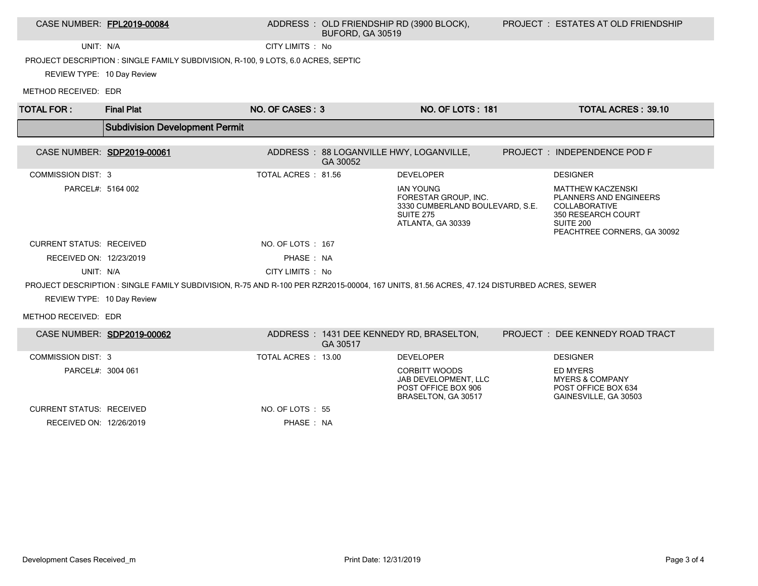| CASE NUMBER: **FPL2019-00084** | ADDRESS : OLD FRIENDSHIP RD (3900 BLOCK), BUFORD, GA 30519 | PROJECT : ESTATES AT OLD FRIENDSHIP |
|---|---|---|

UNIT: N/A

CITY LIMITS : No

PROJECT DESCRIPTION : SINGLE FAMILY SUBDIVISION, R-100, 9 LOTS, 6.0 ACRES, SEPTIC

REVIEW TYPE: 10 Day Review

METHOD RECEIVED: EDR

| TOTAL FOR : | Final Plat | NO. OF CASES : 3 | NO. OF LOTS : 181 | TOTAL ACRES : 39.10 |
|---|---|---|---|---|

## Subdivision Development Permit

| CASE NUMBER: **SDP2019-00061** | ADDRESS : 88 LOGANVILLE HWY, LOGANVILLE, GA 30052 | PROJECT : INDEPENDENCE POD F |
|---|---|---|

| | | | |
|---|---|---|---|
| COMMISSION DIST: 3 | TOTAL ACRES : 81.56 | DEVELOPER | DESIGNER |
| PARCEL#: 5164 002 | | IAN YOUNG<br>FORESTAR GROUP, INC.<br>3330 CUMBERLAND BOULEVARD, S.E.<br>SUITE 275<br>ATLANTA, GA 30339 | MATTHEW KACZENSKI<br>PLANNERS AND ENGINEERS COLLABORATIVE<br>350 RESEARCH COURT<br>SUITE 200<br>PEACHTREE CORNERS, GA 30092 |
| CURRENT STATUS: RECEIVED | NO. OF LOTS : 167 | | |
| RECEIVED ON: 12/23/2019 | PHASE : NA | | |
| UNIT: N/A | CITY LIMITS : No | | |

PROJECT DESCRIPTION : SINGLE FAMILY SUBDIVISION, R-75 AND R-100 PER RZR2015-00004, 167 UNITS, 81.56 ACRES, 47.124 DISTURBED ACRES, SEWER

REVIEW TYPE: 10 Day Review

METHOD RECEIVED: EDR

| CASE NUMBER: **SDP2019-00062** | ADDRESS : 1431 DEE KENNEDY RD, BRASELTON, GA 30517 | PROJECT : DEE KENNEDY ROAD TRACT |
|---|---|---|

| | | | |
|---|---|---|---|
| COMMISSION DIST: 3 | TOTAL ACRES : 13.00 | DEVELOPER | DESIGNER |
| PARCEL#: 3004 061 | | CORBITT WOODS<br>JAB DEVELOPMENT, LLC<br>POST OFFICE BOX 906<br>BRASELTON, GA 30517 | ED MYERS<br>MYERS & COMPANY<br>POST OFFICE BOX 634<br>GAINESVILLE, GA 30503 |
| CURRENT STATUS: RECEIVED | NO. OF LOTS : 55 | | |
| RECEIVED ON: 12/26/2019 | PHASE : NA | | |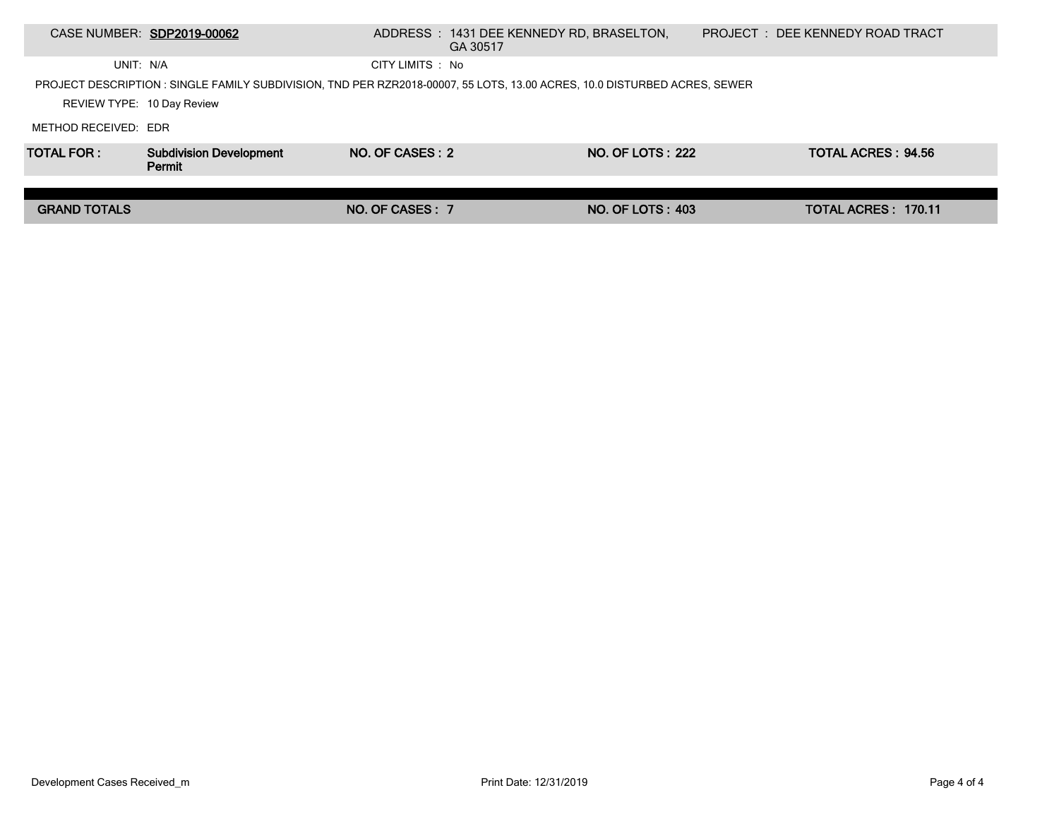| CASE NUMBER: **SDP2019-00062** | ADDRESS : 1431 DEE KENNEDY RD, BRASELTON, GA 30517 | PROJECT : DEE KENNEDY ROAD TRACT |
|---|---|---|
| UNIT: N/A | CITY LIMITS : No | |

PROJECT DESCRIPTION : SINGLE FAMILY SUBDIVISION, TND PER RZR2018-00007, 55 LOTS, 13.00 ACRES, 10.0 DISTURBED ACRES, SEWER

REVIEW TYPE: 10 Day Review

METHOD RECEIVED: EDR

| **TOTAL FOR :** | **Subdivision Development Permit** | **NO. OF CASES : 2** | **NO. OF LOTS : 222** | **TOTAL ACRES : 94.56** |
|---|---|---|---|---|
| **GRAND TOTALS** | | **NO. OF CASES : 7** | **NO. OF LOTS : 403** | **TOTAL ACRES : 170.11** |

Development Cases Received_m

Print Date: 12/31/2019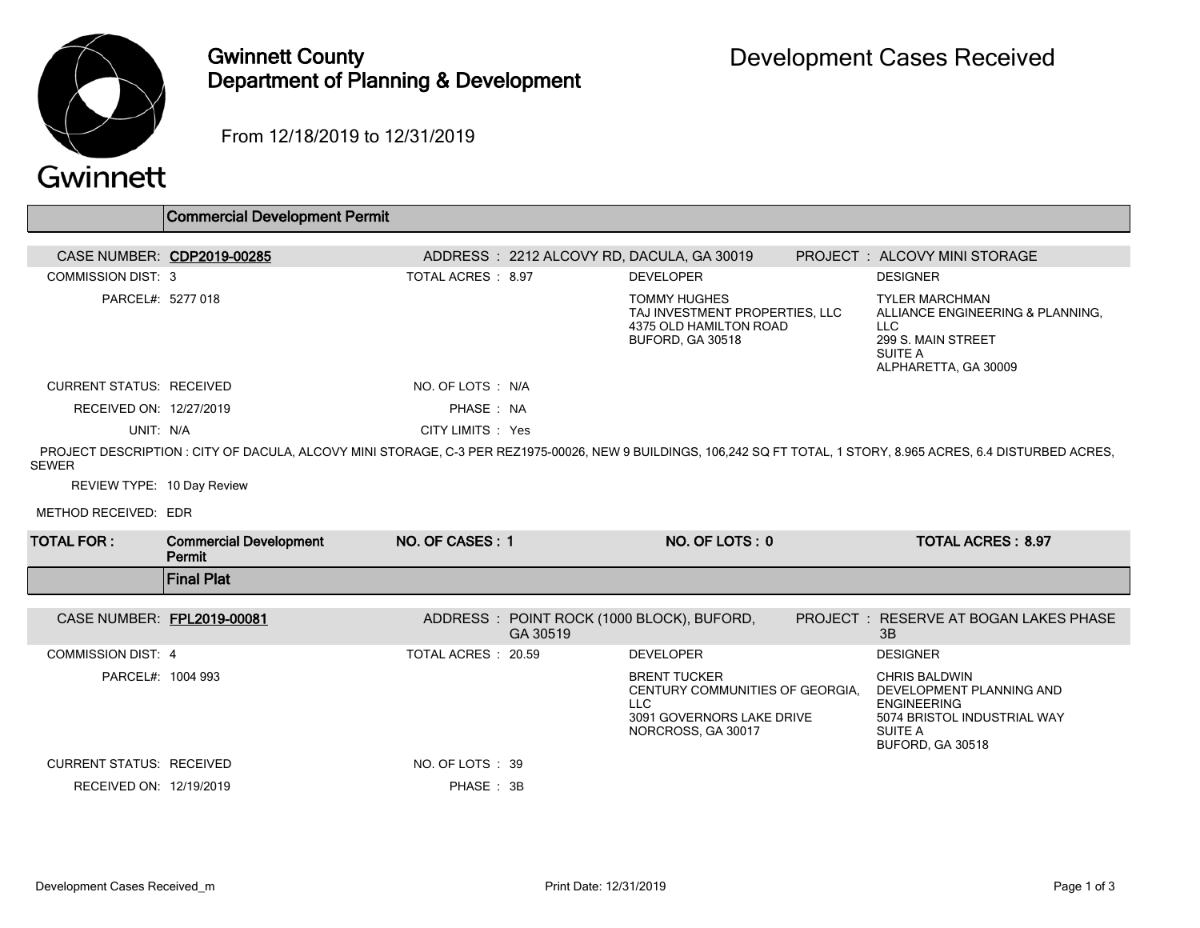# Gwinnett County Department of Planning & Development

## Development Cases Received

From 12/18/2019 to 12/31/2019

## Commercial Development Permit

**CASE NUMBER:** CDP2019-00285
**ADDRESS:** 2212 ALCOVY RD, DACULA, GA 30019
**PROJECT:** ALCOVY MINI STORAGE

COMMISSION DIST: 3
TOTAL ACRES: 8.97
PARCEL#: 5277 018

**DEVELOPER**
TOMMY HUGHES
TAJ INVESTMENT PROPERTIES, LLC
4375 OLD HAMILTON ROAD
BUFORD, GA 30518

**DESIGNER**
TYLER MARCHMAN
ALLIANCE ENGINEERING & PLANNING, LLC
299 S. MAIN STREET
SUITE A
ALPHARETTA, GA 30009

CURRENT STATUS: RECEIVED
NO. OF LOTS: N/A
RECEIVED ON: 12/27/2019
PHASE: NA
UNIT: N/A
CITY LIMITS: Yes

PROJECT DESCRIPTION : CITY OF DACULA, ALCOVY MINI STORAGE, C-3 PER REZ1975-00026, NEW 9 BUILDINGS, 106,242 SQ FT TOTAL, 1 STORY, 8.965 ACRES, 6.4 DISTURBED ACRES, SEWER

REVIEW TYPE: 10 Day Review

METHOD RECEIVED: EDR

| TOTAL FOR : | NO. OF CASES | NO. OF LOTS | TOTAL ACRES |
|---|---|---|---|
| Commercial Development Permit | 1 | 0 | 8.97 |

## Final Plat

**CASE NUMBER:** FPL2019-00081
**ADDRESS:** POINT ROCK (1000 BLOCK), BUFORD, GA 30519
**PROJECT:** RESERVE AT BOGAN LAKES PHASE 3B

COMMISSION DIST: 4
TOTAL ACRES: 20.59
PARCEL#: 1004 993

**DEVELOPER**
BRENT TUCKER
CENTURY COMMUNITIES OF GEORGIA, LLC
3091 GOVERNORS LAKE DRIVE
NORCROSS, GA 30017

**DESIGNER**
CHRIS BALDWIN
DEVELOPMENT PLANNING AND ENGINEERING
5074 BRISTOL INDUSTRIAL WAY
SUITE A
BUFORD, GA 30518

CURRENT STATUS: RECEIVED
NO. OF LOTS: 39
RECEIVED ON: 12/19/2019
PHASE: 3B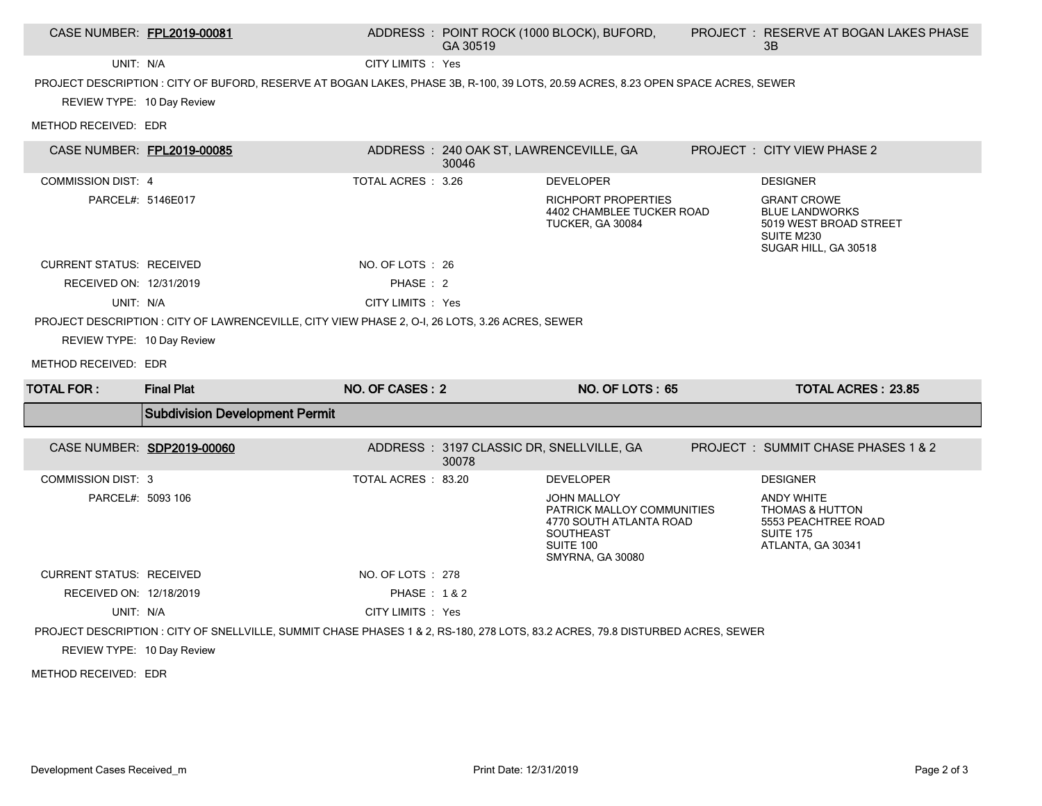| CASE NUMBER: | **FPL2019-00081** | ADDRESS : | POINT ROCK (1000 BLOCK), BUFORD, GA 30519 | PROJECT : | RESERVE AT BOGAN LAKES PHASE 3B |
|---|---|---|---|---|---|
| UNIT: | N/A | CITY LIMITS : | Yes | | |

PROJECT DESCRIPTION : CITY OF BUFORD, RESERVE AT BOGAN LAKES, PHASE 3B, R-100, 39 LOTS, 20.59 ACRES, 8.23 OPEN SPACE ACRES, SEWER

REVIEW TYPE: 10 Day Review

METHOD RECEIVED: EDR

| CASE NUMBER: | **FPL2019-00085** | ADDRESS : | 240 OAK ST, LAWRENCEVILLE, GA 30046 | PROJECT : | CITY VIEW PHASE 2 |
|---|---|---|---|---|---|
| COMMISSION DIST: | 4 | TOTAL ACRES : | 3.26 | DEVELOPER | DESIGNER |
| PARCEL#: | 5146E017 | | | RICHPORT PROPERTIES<br>4402 CHAMBLEE TUCKER ROAD<br>TUCKER, GA 30084 | GRANT CROWE<br>BLUE LANDWORKS<br>5019 WEST BROAD STREET<br>SUITE M230<br>SUGAR HILL, GA 30518 |
| CURRENT STATUS: | RECEIVED | NO. OF LOTS : | 26 | | |
| RECEIVED ON: | 12/31/2019 | PHASE : | 2 | | |
| UNIT: | N/A | CITY LIMITS : | Yes | | |

PROJECT DESCRIPTION : CITY OF LAWRENCEVILLE, CITY VIEW PHASE 2, O-I, 26 LOTS, 3.26 ACRES, SEWER

REVIEW TYPE: 10 Day Review

METHOD RECEIVED: EDR

| **TOTAL FOR :** | **Final Plat** | **NO. OF CASES : 2** | **NO. OF LOTS : 65** | **TOTAL ACRES : 23.85** |
|---|---|---|---|---|

## Subdivision Development Permit

| CASE NUMBER: | **SDP2019-00060** | ADDRESS : | 3197 CLASSIC DR, SNELLVILLE, GA 30078 | PROJECT : | SUMMIT CHASE PHASES 1 & 2 |
|---|---|---|---|---|---|
| COMMISSION DIST: | 3 | TOTAL ACRES : | 83.20 | DEVELOPER | DESIGNER |
| PARCEL#: | 5093 106 | | | JOHN MALLOY<br>PATRICK MALLOY COMMUNITIES<br>4770 SOUTH ATLANTA ROAD<br>SOUTHEAST<br>SUITE 100<br>SMYRNA, GA 30080 | ANDY WHITE<br>THOMAS & HUTTON<br>5553 PEACHTREE ROAD<br>SUITE 175<br>ATLANTA, GA 30341 |
| CURRENT STATUS: | RECEIVED | NO. OF LOTS : | 278 | | |
| RECEIVED ON: | 12/18/2019 | PHASE : | 1 & 2 | | |
| UNIT: | N/A | CITY LIMITS : | Yes | | |

PROJECT DESCRIPTION : CITY OF SNELLVILLE, SUMMIT CHASE PHASES 1 & 2, RS-180, 278 LOTS, 83.2 ACRES, 79.8 DISTURBED ACRES, SEWER

REVIEW TYPE: 10 Day Review

METHOD RECEIVED: EDR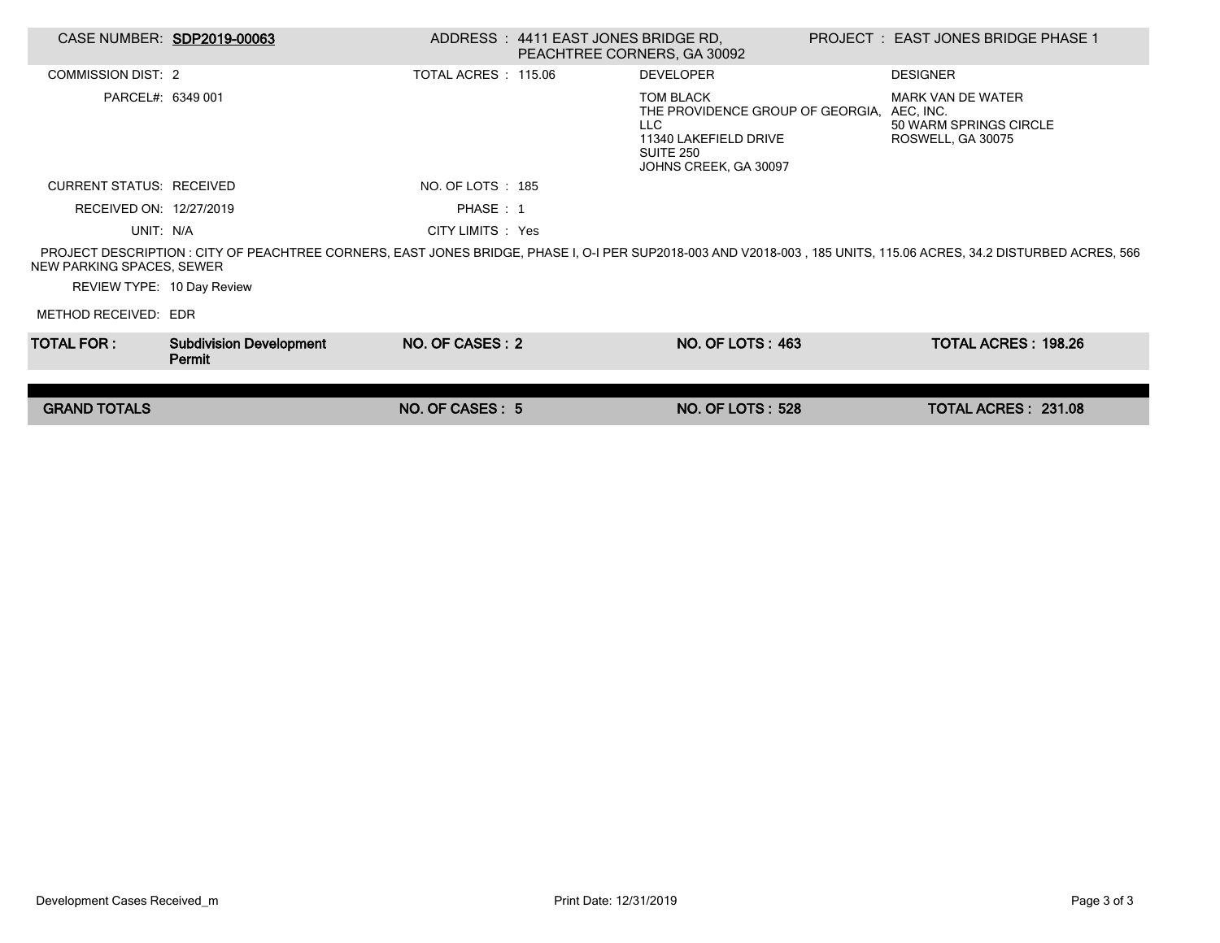| CASE NUMBER: | SDP2019-00063 | ADDRESS : | 4411 EAST JONES BRIDGE RD, PEACHTREE CORNERS, GA 30092 | PROJECT : | EAST JONES BRIDGE PHASE 1 |
|---|---|---|---|---|---|
| COMMISSION DIST: | 2 | TOTAL ACRES : | 115.06 | DEVELOPER | DESIGNER |
| PARCEL#: | 6349 001 | | | TOM BLACK THE PROVIDENCE GROUP OF GEORGIA, LLC 11340 LAKEFIELD DRIVE SUITE 250 JOHNS CREEK, GA 30097 | MARK VAN DE WATER AEC, INC. 50 WARM SPRINGS CIRCLE ROSWELL, GA 30075 |
| CURRENT STATUS: | RECEIVED | NO. OF LOTS : | 185 | | |
| RECEIVED ON: | 12/27/2019 | PHASE : | 1 | | |
| UNIT: | N/A | CITY LIMITS : | Yes | | |

PROJECT DESCRIPTION : CITY OF PEACHTREE CORNERS, EAST JONES BRIDGE, PHASE I, O-I PER SUP2018-003 AND V2018-003 , 185 UNITS, 115.06 ACRES, 34.2 DISTURBED ACRES, 566 NEW PARKING SPACES, SEWER

REVIEW TYPE: 10 Day Review

METHOD RECEIVED: EDR

| | | | | |
|---|---|---|---|---|
| **TOTAL FOR :** | **Subdivision Development Permit** | **NO. OF CASES : 2** | **NO. OF LOTS : 463** | **TOTAL ACRES : 198.26** |
| **GRAND TOTALS** | | **NO. OF CASES : 5** | **NO. OF LOTS : 528** | **TOTAL ACRES : 231.08** |

Development Cases Received_m

Print Date: 12/31/2019